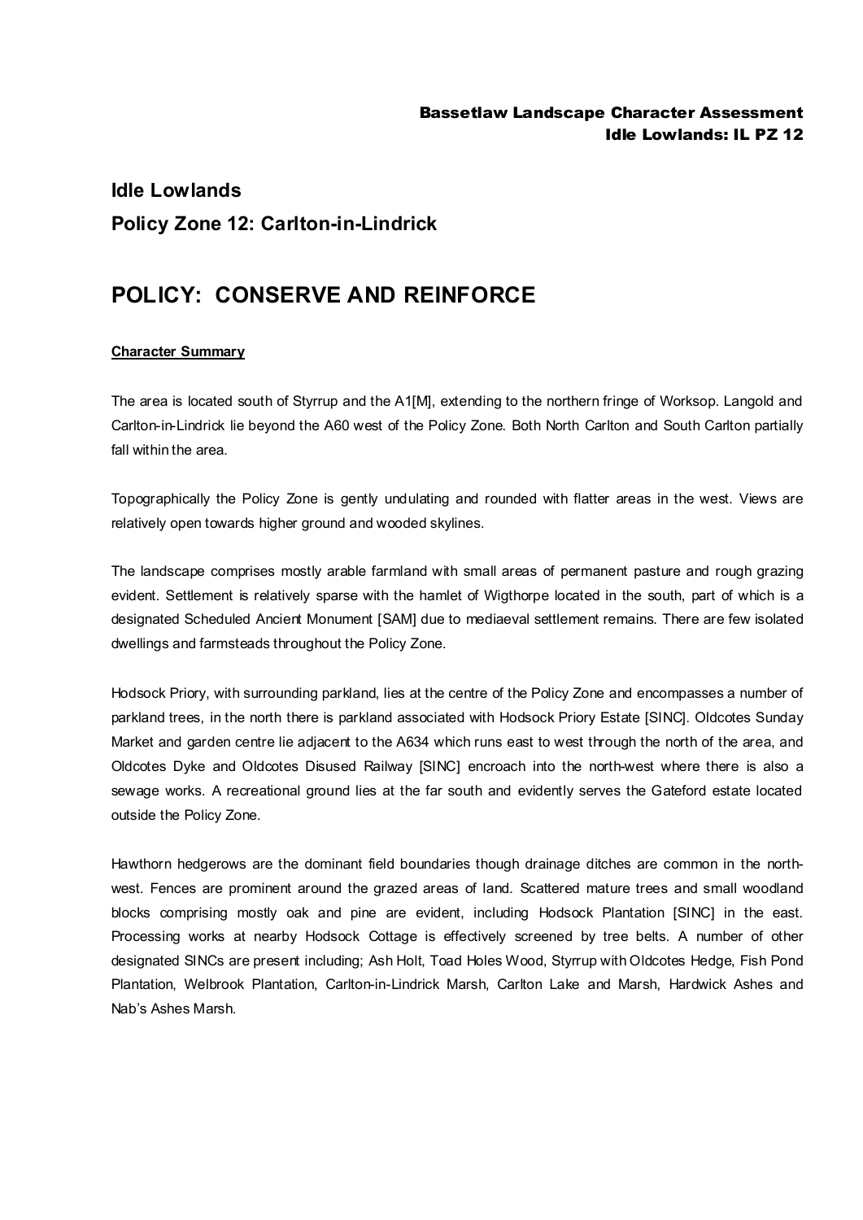# Idle Lowlands

## Policy Zone 12: Carlton-in-Lindrick

# POLICY: CONSERVE AND REINFORCE

**Character Summary**

The area is located south of Styrrup and the A1[M], extending to the northern fringe of Worksop. Langold and Carlton-in-Lindrick lie beyond the A60 west of the Policy Zone. Both North Carlton and South Carlton partially fall within the area.

Topographically the Policy Zone is gently undulating and rounded with flatter areas in the west. Views are relatively open towards higher ground and wooded skylines.

The landscape comprises mostly arable farmland with small areas of permanent pasture and rough grazing evident. Settlement is relatively sparse with the hamlet of Wigthorpe located in the south, part of which is a designated Scheduled Ancient Monument [SAM] due to mediaeval settlement remains. There are few isolated dwellings and farmsteads throughout the Policy Zone.

Hodsock Priory, with surrounding parkland, lies at the centre of the Policy Zone and encompasses a number of parkland trees, in the north there is parkland associated with Hodsock Priory Estate [SINC]. Oldcotes Sunday Market and garden centre lie adjacent to the A634 which runs east to west through the north of the area, and Oldcotes Dyke and Oldcotes Disused Railway [SINC] encroach into the north-west where there is also a sewage works. A recreational ground lies at the far south and evidently serves the Gateford estate located outside the Policy Zone.

Hawthorn hedgerows are the dominant field boundaries though drainage ditches are common in the north-west. Fences are prominent around the grazed areas of land. Scattered mature trees and small woodland blocks comprising mostly oak and pine are evident, including Hodsock Plantation [SINC] in the east. Processing works at nearby Hodsock Cottage is effectively screened by tree belts. A number of other designated SINCs are present including; Ash Holt, Toad Holes Wood, Styrrup with Oldcotes Hedge, Fish Pond Plantation, Welbrook Plantation, Carlton-in-Lindrick Marsh, Carlton Lake and Marsh, Hardwick Ashes and Nab's Ashes Marsh.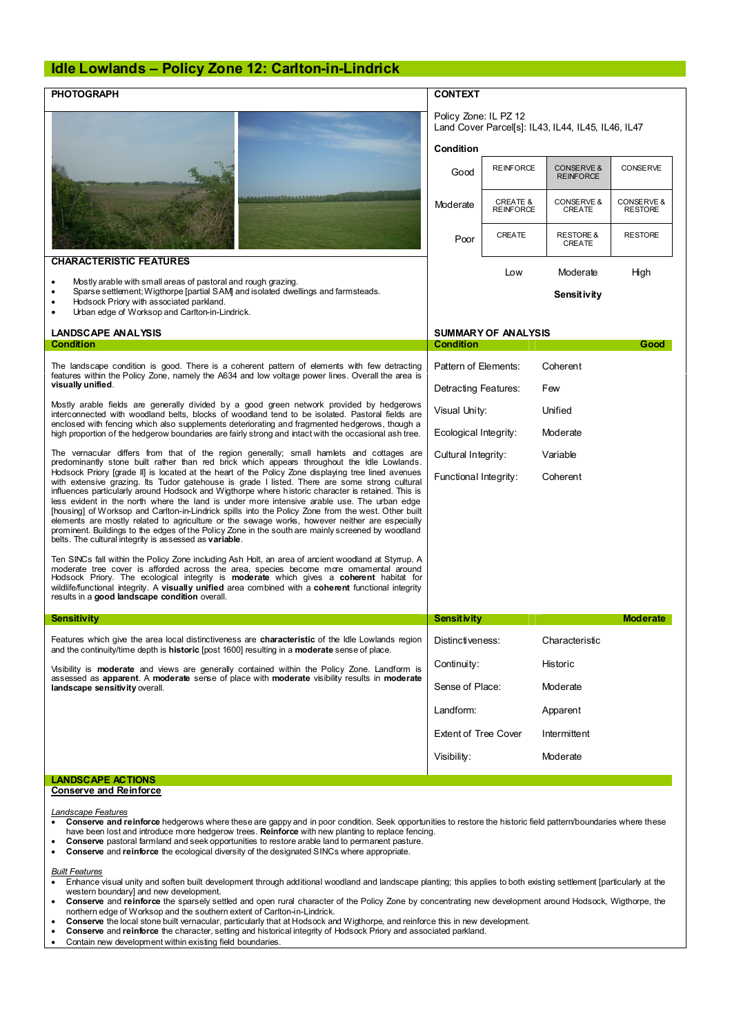# Idle Lowlands – Policy Zone 12: Carlton-in-Lindrick

## PHOTOGRAPH

## CONTEXT

Policy Zone: IL PZ 12
Land Cover Parcel[s]: IL43, IL44, IL45, IL46, IL47

**Condition**

| | | | |
|---|---|---|---|
| Good | REINFORCE | CONSERVE & REINFORCE | CONSERVE |
| Moderate | CREATE & REINFORCE | CONSERVE & CREATE | CONSERVE & RESTORE |
| Poor | CREATE | RESTORE & CREATE | RESTORE |
| | Low | Moderate | High |

**Sensitivity**

## CHARACTERISTIC FEATURES

- Mostly arable with small areas of pastoral and rough grazing.
- Sparse settlement; Wigthorpe [partial SAM] and isolated dwellings and farmsteads.
- Hodsock Priory with associated parkland.
- Urban edge of Worksop and Carlton-in-Lindrick.

## LANDSCAPE ANALYSIS

### Condition

The landscape condition is good. There is a coherent pattern of elements with few detracting features within the Policy Zone, namely the A634 and low voltage power lines. Overall the area is **visually unified**.

Mostly arable fields are generally divided by a good green network provided by hedgerows interconnected with woodland belts, blocks of woodland tend to be isolated. Pastoral fields are enclosed with fencing which also supplements deteriorating and fragmented hedgerows, though a high proportion of the hedgerow boundaries are fairly strong and intact with the occasional ash tree.

The vernacular differs from that of the region generally; small hamlets and cottages are predominantly stone built rather than red brick which appears throughout the Idle Lowlands. Hodsock Priory [grade II] is located at the heart of the Policy Zone displaying tree lined avenues with extensive grazing. Its Tudor gatehouse is grade I listed. There are some strong cultural influences particularly around Hodsock and Wigthorpe where historic character is retained. This is less evident in the north where the land is under more intensive arable use. The urban edge [housing] of Worksop and Carlton-in-Lindrick spills into the Policy Zone from the west. Other built elements are mostly related to agriculture or the sewage works, however neither are especially prominent. Buildings to the edges of the Policy Zone in the south are mainly screened by woodland belts. The cultural integrity is assessed as **variable**.

Ten SINCs fall within the Policy Zone including Ash Holt, an area of ancient woodland at Styrrup. A moderate tree cover is afforded across the area, species become more ornamental around Hodsock Priory. The ecological integrity is **moderate** which gives a **coherent** habitat for wildlife/functional integrity. A **visually unified** area combined with a **coherent** functional integrity results in a **good landscape condition** overall.

## SUMMARY OF ANALYSIS

| Condition | Good |
|---|---|
| Pattern of Elements: | Coherent |
| Detracting Features: | Few |
| Visual Unity: | Unified |
| Ecological Integrity: | Moderate |
| Cultural Integrity: | Variable |
| Functional Integrity: | Coherent |

### Sensitivity

Features which give the area local distinctiveness are **characteristic** of the Idle Lowlands region and the continuity/time depth is **historic** [post 1600] resulting in a **moderate** sense of place.

Visibility is **moderate** and views are generally contained within the Policy Zone. Landform is assessed as **apparent**. A **moderate** sense of place with **moderate** visibility results in **moderate landscape sensitivity** overall.

| Sensitivity | Moderate |
|---|---|
| Distinctiveness: | Characteristic |
| Continuity: | Historic |
| Sense of Place: | Moderate |
| Landform: | Apparent |
| Extent of Tree Cover | Intermittent |
| Visibility: | Moderate |

## LANDSCAPE ACTIONS

### Conserve and Reinforce

*Landscape Features*

- **Conserve and reinforce** hedgerows where these are gappy and in poor condition. Seek opportunities to restore the historic field pattern/boundaries where these have been lost and introduce more hedgerow trees. **Reinforce** with new planting to replace fencing.
- **Conserve** pastoral farmland and seek opportunities to restore arable land to permanent pasture.
- **Conserve** and **reinforce** the ecological diversity of the designated SINCs where appropriate.

*Built Features*

- Enhance visual unity and soften built development through additional woodland and landscape planting; this applies to both existing settlement [particularly at the western boundary] and new development.
- **Conserve** and **reinforce** the sparsely settled and open rural character of the Policy Zone by concentrating new development around Hodsock, Wigthorpe, the northern edge of Worksop and the southern extent of Carlton-in-Lindrick.
- **Conserve** the local stone built vernacular, particularly that at Hodsock and Wigthorpe, and reinforce this in new development.
- **Conserve** and **reinforce** the character, setting and historical integrity of Hodsock Priory and associated parkland.
- Contain new development within existing field boundaries.